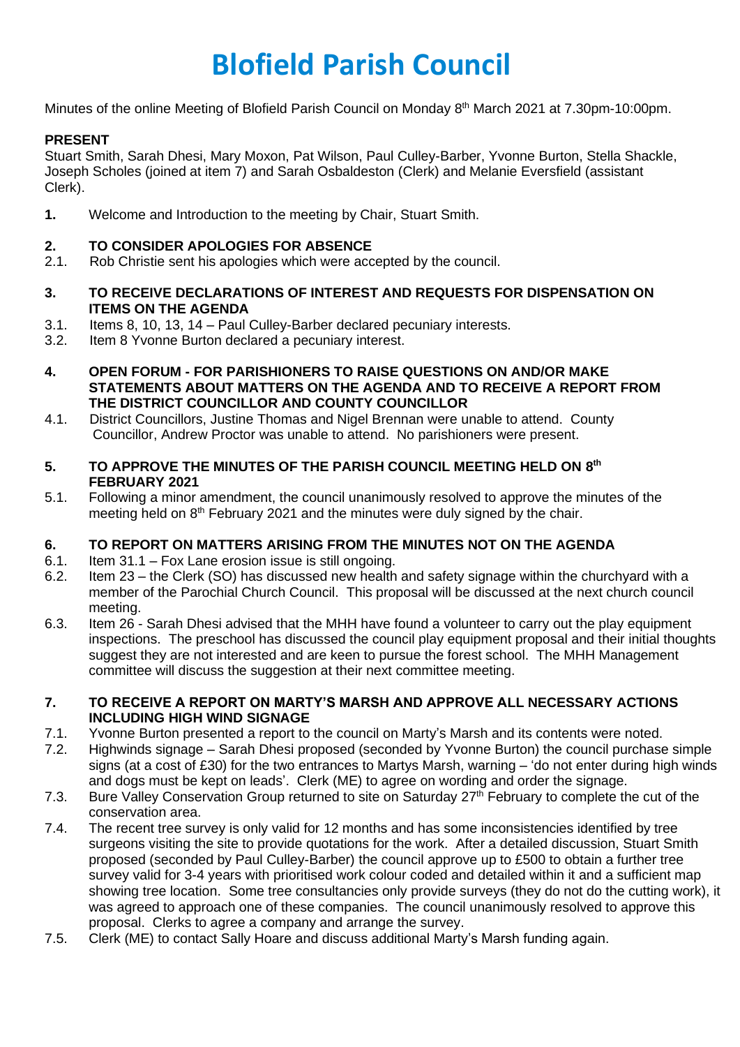# Blofield Parish Council

Minutes of the online Meeting of Blofield Parish Council on Monday 8th March 2021 at 7.30pm-10:00pm.

**PRESENT**

Stuart Smith, Sarah Dhesi, Mary Moxon, Pat Wilson, Paul Culley-Barber, Yvonne Burton, Stella Shackle, Joseph Scholes (joined at item 7) and Sarah Osbaldeston (Clerk) and Melanie Eversfield (assistant Clerk).

**1.** Welcome and Introduction to the meeting by Chair, Stuart Smith.

**2. TO CONSIDER APOLOGIES FOR ABSENCE**

2.1. Rob Christie sent his apologies which were accepted by the council.

**3. TO RECEIVE DECLARATIONS OF INTEREST AND REQUESTS FOR DISPENSATION ON ITEMS ON THE AGENDA**

3.1. Items 8, 10, 13, 14 – Paul Culley-Barber declared pecuniary interests.

3.2. Item 8 Yvonne Burton declared a pecuniary interest.

**4. OPEN FORUM - FOR PARISHIONERS TO RAISE QUESTIONS ON AND/OR MAKE STATEMENTS ABOUT MATTERS ON THE AGENDA AND TO RECEIVE A REPORT FROM THE DISTRICT COUNCILLOR AND COUNTY COUNCILLOR**

4.1. District Councillors, Justine Thomas and Nigel Brennan were unable to attend. County Councillor, Andrew Proctor was unable to attend. No parishioners were present.

**5. TO APPROVE THE MINUTES OF THE PARISH COUNCIL MEETING HELD ON 8th FEBRUARY 2021**

5.1. Following a minor amendment, the council unanimously resolved to approve the minutes of the meeting held on 8th February 2021 and the minutes were duly signed by the chair.

**6. TO REPORT ON MATTERS ARISING FROM THE MINUTES NOT ON THE AGENDA**

6.1. Item 31.1 – Fox Lane erosion issue is still ongoing.

6.2. Item 23 – the Clerk (SO) has discussed new health and safety signage within the churchyard with a member of the Parochial Church Council. This proposal will be discussed at the next church council meeting.

6.3. Item 26 - Sarah Dhesi advised that the MHH have found a volunteer to carry out the play equipment inspections. The preschool has discussed the council play equipment proposal and their initial thoughts suggest they are not interested and are keen to pursue the forest school. The MHH Management committee will discuss the suggestion at their next committee meeting.

**7. TO RECEIVE A REPORT ON MARTY'S MARSH AND APPROVE ALL NECESSARY ACTIONS INCLUDING HIGH WIND SIGNAGE**

7.1. Yvonne Burton presented a report to the council on Marty's Marsh and its contents were noted.

7.2. Highwinds signage – Sarah Dhesi proposed (seconded by Yvonne Burton) the council purchase simple signs (at a cost of £30) for the two entrances to Martys Marsh, warning – 'do not enter during high winds and dogs must be kept on leads'. Clerk (ME) to agree on wording and order the signage.

7.3. Bure Valley Conservation Group returned to site on Saturday 27th February to complete the cut of the conservation area.

7.4. The recent tree survey is only valid for 12 months and has some inconsistencies identified by tree surgeons visiting the site to provide quotations for the work. After a detailed discussion, Stuart Smith proposed (seconded by Paul Culley-Barber) the council approve up to £500 to obtain a further tree survey valid for 3-4 years with prioritised work colour coded and detailed within it and a sufficient map showing tree location. Some tree consultancies only provide surveys (they do not do the cutting work), it was agreed to approach one of these companies. The council unanimously resolved to approve this proposal. Clerks to agree a company and arrange the survey.

7.5. Clerk (ME) to contact Sally Hoare and discuss additional Marty's Marsh funding again.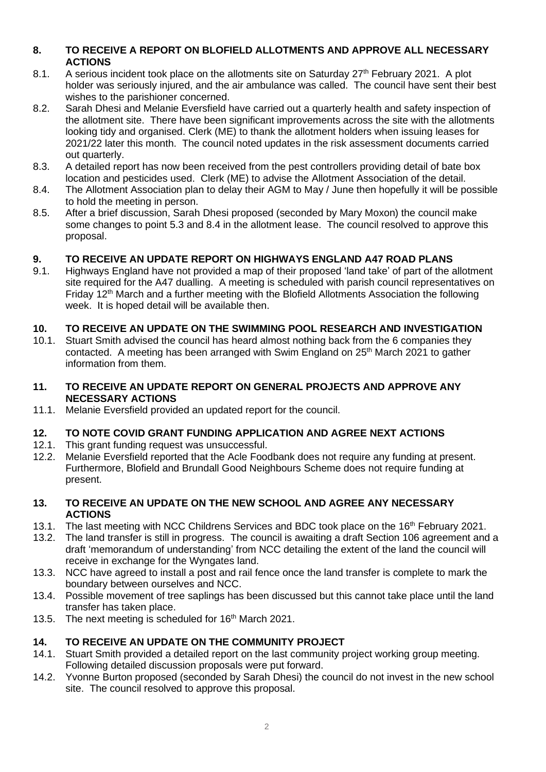## 8. TO RECEIVE A REPORT ON BLOFIELD ALLOTMENTS AND APPROVE ALL NECESSARY ACTIONS

8.1. A serious incident took place on the allotments site on Saturday 27th February 2021. A plot holder was seriously injured, and the air ambulance was called. The council have sent their best wishes to the parishioner concerned.

8.2. Sarah Dhesi and Melanie Eversfield have carried out a quarterly health and safety inspection of the allotment site. There have been significant improvements across the site with the allotments looking tidy and organised. Clerk (ME) to thank the allotment holders when issuing leases for 2021/22 later this month. The council noted updates in the risk assessment documents carried out quarterly.

8.3. A detailed report has now been received from the pest controllers providing detail of bate box location and pesticides used. Clerk (ME) to advise the Allotment Association of the detail.

8.4. The Allotment Association plan to delay their AGM to May / June then hopefully it will be possible to hold the meeting in person.

8.5. After a brief discussion, Sarah Dhesi proposed (seconded by Mary Moxon) the council make some changes to point 5.3 and 8.4 in the allotment lease. The council resolved to approve this proposal.

## 9. TO RECEIVE AN UPDATE REPORT ON HIGHWAYS ENGLAND A47 ROAD PLANS

9.1. Highways England have not provided a map of their proposed 'land take' of part of the allotment site required for the A47 dualling. A meeting is scheduled with parish council representatives on Friday 12th March and a further meeting with the Blofield Allotments Association the following week. It is hoped detail will be available then.

## 10. TO RECEIVE AN UPDATE ON THE SWIMMING POOL RESEARCH AND INVESTIGATION

10.1. Stuart Smith advised the council has heard almost nothing back from the 6 companies they contacted. A meeting has been arranged with Swim England on 25th March 2021 to gather information from them.

## 11. TO RECEIVE AN UPDATE REPORT ON GENERAL PROJECTS AND APPROVE ANY NECESSARY ACTIONS

11.1. Melanie Eversfield provided an updated report for the council.

## 12. TO NOTE COVID GRANT FUNDING APPLICATION AND AGREE NEXT ACTIONS

12.1. This grant funding request was unsuccessful.

12.2. Melanie Eversfield reported that the Acle Foodbank does not require any funding at present. Furthermore, Blofield and Brundall Good Neighbours Scheme does not require funding at present.

## 13. TO RECEIVE AN UPDATE ON THE NEW SCHOOL AND AGREE ANY NECESSARY ACTIONS

13.1. The last meeting with NCC Childrens Services and BDC took place on the 16th February 2021.

13.2. The land transfer is still in progress. The council is awaiting a draft Section 106 agreement and a draft 'memorandum of understanding' from NCC detailing the extent of the land the council will receive in exchange for the Wyngates land.

13.3. NCC have agreed to install a post and rail fence once the land transfer is complete to mark the boundary between ourselves and NCC.

13.4. Possible movement of tree saplings has been discussed but this cannot take place until the land transfer has taken place.

13.5. The next meeting is scheduled for 16th March 2021.

## 14. TO RECEIVE AN UPDATE ON THE COMMUNITY PROJECT

14.1. Stuart Smith provided a detailed report on the last community project working group meeting. Following detailed discussion proposals were put forward.

14.2. Yvonne Burton proposed (seconded by Sarah Dhesi) the council do not invest in the new school site. The council resolved to approve this proposal.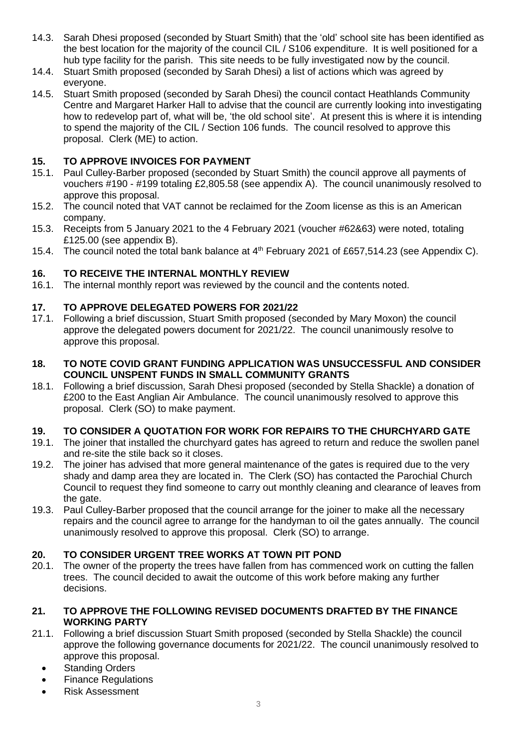14.3. Sarah Dhesi proposed (seconded by Stuart Smith) that the 'old' school site has been identified as the best location for the majority of the council CIL / S106 expenditure. It is well positioned for a hub type facility for the parish. This site needs to be fully investigated now by the council.

14.4. Stuart Smith proposed (seconded by Sarah Dhesi) a list of actions which was agreed by everyone.

14.5. Stuart Smith proposed (seconded by Sarah Dhesi) the council contact Heathlands Community Centre and Margaret Harker Hall to advise that the council are currently looking into investigating how to redevelop part of, what will be, 'the old school site'. At present this is where it is intending to spend the majority of the CIL / Section 106 funds. The council resolved to approve this proposal. Clerk (ME) to action.

## 15. TO APPROVE INVOICES FOR PAYMENT

15.1. Paul Culley-Barber proposed (seconded by Stuart Smith) the council approve all payments of vouchers #190 - #199 totaling £2,805.58 (see appendix A). The council unanimously resolved to approve this proposal.

15.2. The council noted that VAT cannot be reclaimed for the Zoom license as this is an American company.

15.3. Receipts from 5 January 2021 to the 4 February 2021 (voucher #62&63) were noted, totaling £125.00 (see appendix B).

15.4. The council noted the total bank balance at 4th February 2021 of £657,514.23 (see Appendix C).

## 16. TO RECEIVE THE INTERNAL MONTHLY REVIEW

16.1. The internal monthly report was reviewed by the council and the contents noted.

## 17. TO APPROVE DELEGATED POWERS FOR 2021/22

17.1. Following a brief discussion, Stuart Smith proposed (seconded by Mary Moxon) the council approve the delegated powers document for 2021/22. The council unanimously resolve to approve this proposal.

## 18. TO NOTE COVID GRANT FUNDING APPLICATION WAS UNSUCCESSFUL AND CONSIDER COUNCIL UNSPENT FUNDS IN SMALL COMMUNITY GRANTS

18.1. Following a brief discussion, Sarah Dhesi proposed (seconded by Stella Shackle) a donation of £200 to the East Anglian Air Ambulance. The council unanimously resolved to approve this proposal. Clerk (SO) to make payment.

## 19. TO CONSIDER A QUOTATION FOR WORK FOR REPAIRS TO THE CHURCHYARD GATE

19.1. The joiner that installed the churchyard gates has agreed to return and reduce the swollen panel and re-site the stile back so it closes.

19.2. The joiner has advised that more general maintenance of the gates is required due to the very shady and damp area they are located in. The Clerk (SO) has contacted the Parochial Church Council to request they find someone to carry out monthly cleaning and clearance of leaves from the gate.

19.3. Paul Culley-Barber proposed that the council arrange for the joiner to make all the necessary repairs and the council agree to arrange for the handyman to oil the gates annually. The council unanimously resolved to approve this proposal. Clerk (SO) to arrange.

## 20. TO CONSIDER URGENT TREE WORKS AT TOWN PIT POND

20.1. The owner of the property the trees have fallen from has commenced work on cutting the fallen trees. The council decided to await the outcome of this work before making any further decisions.

## 21. TO APPROVE THE FOLLOWING REVISED DOCUMENTS DRAFTED BY THE FINANCE WORKING PARTY

21.1. Following a brief discussion Stuart Smith proposed (seconded by Stella Shackle) the council approve the following governance documents for 2021/22. The council unanimously resolved to approve this proposal.

- Standing Orders
- Finance Regulations
- Risk Assessment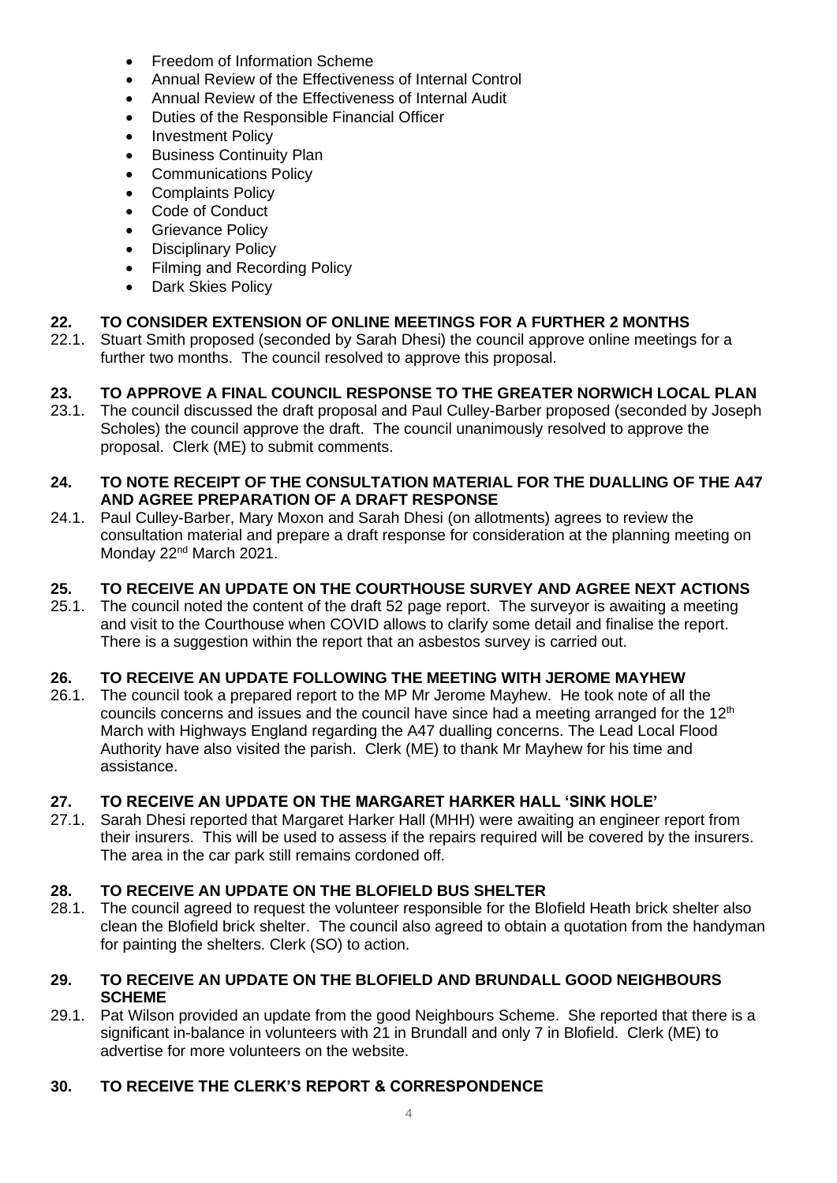- Freedom of Information Scheme
- Annual Review of the Effectiveness of Internal Control
- Annual Review of the Effectiveness of Internal Audit
- Duties of the Responsible Financial Officer
- Investment Policy
- Business Continuity Plan
- Communications Policy
- Complaints Policy
- Code of Conduct
- Grievance Policy
- Disciplinary Policy
- Filming and Recording Policy
- Dark Skies Policy

**22. TO CONSIDER EXTENSION OF ONLINE MEETINGS FOR A FURTHER 2 MONTHS**

22.1. Stuart Smith proposed (seconded by Sarah Dhesi) the council approve online meetings for a further two months. The council resolved to approve this proposal.

**23. TO APPROVE A FINAL COUNCIL RESPONSE TO THE GREATER NORWICH LOCAL PLAN**

23.1. The council discussed the draft proposal and Paul Culley-Barber proposed (seconded by Joseph Scholes) the council approve the draft. The council unanimously resolved to approve the proposal. Clerk (ME) to submit comments.

**24. TO NOTE RECEIPT OF THE CONSULTATION MATERIAL FOR THE DUALLING OF THE A47 AND AGREE PREPARATION OF A DRAFT RESPONSE**

24.1. Paul Culley-Barber, Mary Moxon and Sarah Dhesi (on allotments) agrees to review the consultation material and prepare a draft response for consideration at the planning meeting on Monday 22nd March 2021.

**25. TO RECEIVE AN UPDATE ON THE COURTHOUSE SURVEY AND AGREE NEXT ACTIONS**

25.1. The council noted the content of the draft 52 page report. The surveyor is awaiting a meeting and visit to the Courthouse when COVID allows to clarify some detail and finalise the report. There is a suggestion within the report that an asbestos survey is carried out.

**26. TO RECEIVE AN UPDATE FOLLOWING THE MEETING WITH JEROME MAYHEW**

26.1. The council took a prepared report to the MP Mr Jerome Mayhew. He took note of all the councils concerns and issues and the council have since had a meeting arranged for the 12th March with Highways England regarding the A47 dualling concerns. The Lead Local Flood Authority have also visited the parish. Clerk (ME) to thank Mr Mayhew for his time and assistance.

**27. TO RECEIVE AN UPDATE ON THE MARGARET HARKER HALL 'SINK HOLE'**

27.1. Sarah Dhesi reported that Margaret Harker Hall (MHH) were awaiting an engineer report from their insurers. This will be used to assess if the repairs required will be covered by the insurers. The area in the car park still remains cordoned off.

**28. TO RECEIVE AN UPDATE ON THE BLOFIELD BUS SHELTER**

28.1. The council agreed to request the volunteer responsible for the Blofield Heath brick shelter also clean the Blofield brick shelter. The council also agreed to obtain a quotation from the handyman for painting the shelters. Clerk (SO) to action.

**29. TO RECEIVE AN UPDATE ON THE BLOFIELD AND BRUNDALL GOOD NEIGHBOURS SCHEME**

29.1. Pat Wilson provided an update from the good Neighbours Scheme. She reported that there is a significant in-balance in volunteers with 21 in Brundall and only 7 in Blofield. Clerk (ME) to advertise for more volunteers on the website.

**30. TO RECEIVE THE CLERK'S REPORT & CORRESPONDENCE**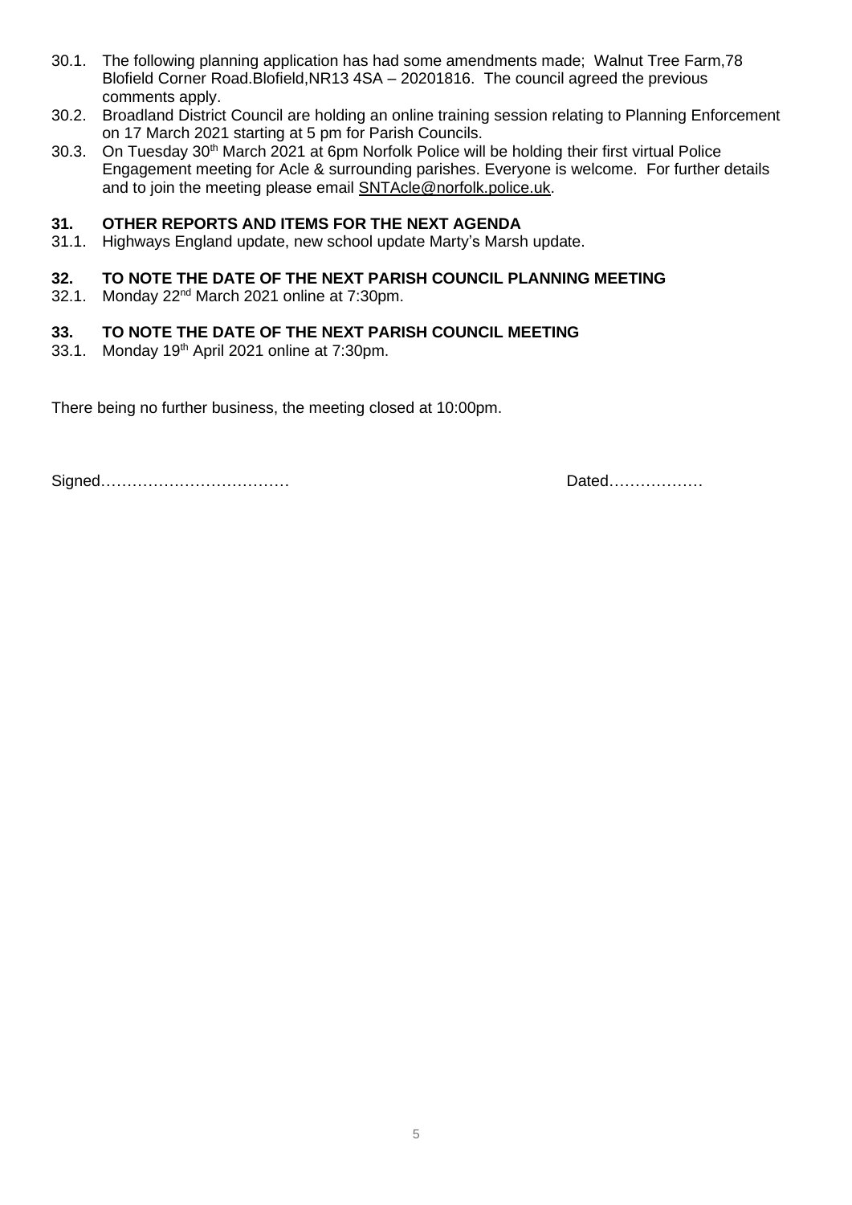30.1. The following planning application has had some amendments made; Walnut Tree Farm,78 Blofield Corner Road.Blofield,NR13 4SA – 20201816. The council agreed the previous comments apply.

30.2. Broadland District Council are holding an online training session relating to Planning Enforcement on 17 March 2021 starting at 5 pm for Parish Councils.

30.3. On Tuesday 30th March 2021 at 6pm Norfolk Police will be holding their first virtual Police Engagement meeting for Acle & surrounding parishes. Everyone is welcome. For further details and to join the meeting please email SNTAcle@norfolk.police.uk.

## 31. OTHER REPORTS AND ITEMS FOR THE NEXT AGENDA

31.1. Highways England update, new school update Marty's Marsh update.

## 32. TO NOTE THE DATE OF THE NEXT PARISH COUNCIL PLANNING MEETING

32.1. Monday 22nd March 2021 online at 7:30pm.

## 33. TO NOTE THE DATE OF THE NEXT PARISH COUNCIL MEETING

33.1. Monday 19th April 2021 online at 7:30pm.

There being no further business, the meeting closed at 10:00pm.

Signed……………………………… Dated………………